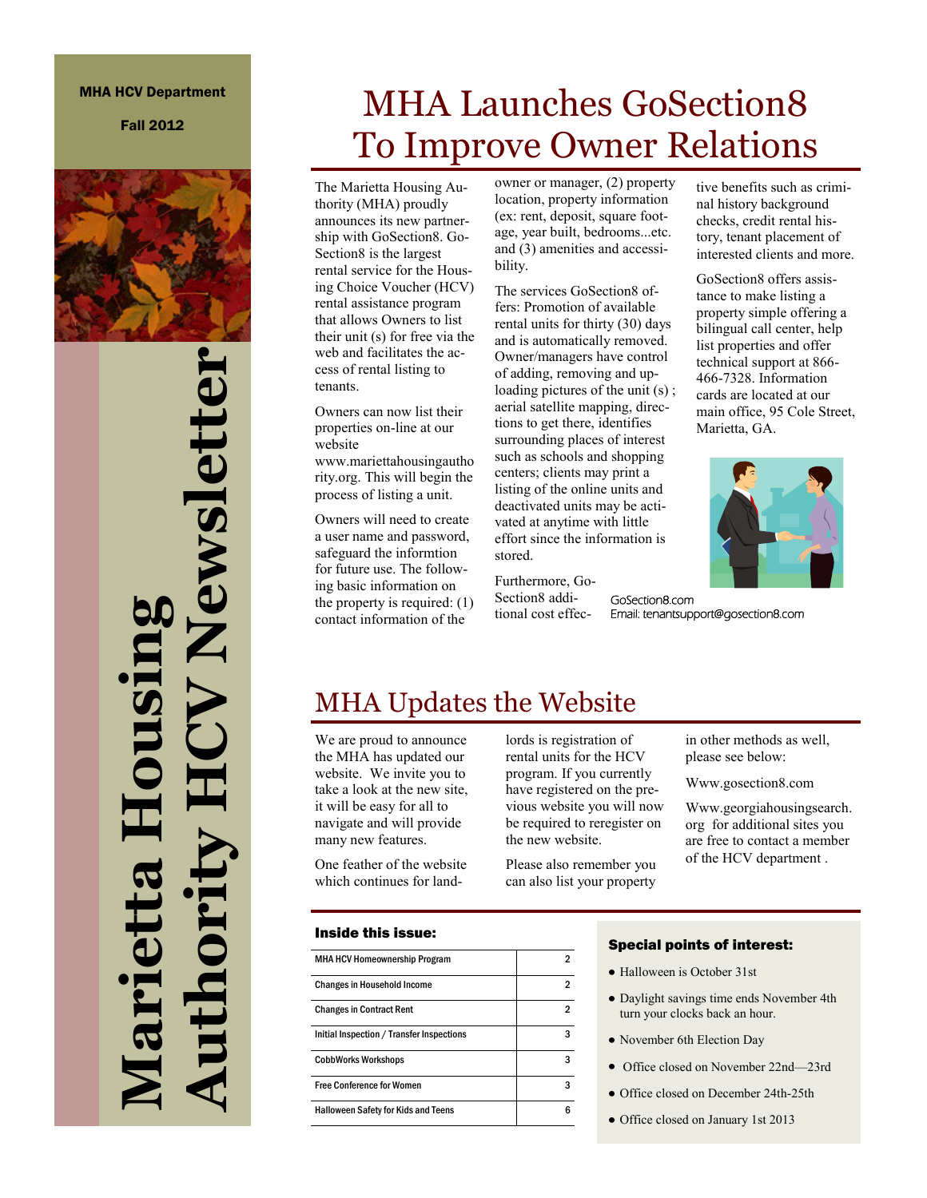MHA HCV Department

Fall 2012

# Marietta Housing Authority HCV Newsletter

## MHA Launches GoSection8 To Improve Owner Relations

The Marietta Housing Authority (MHA) proudly announces its new partnership with GoSection8. GoSection8 is the largest rental service for the Housing Choice Voucher (HCV) rental assistance program that allows Owners to list their unit (s) for free via the web and facilitates the access of rental listing to tenants.

Owners can now list their properties on-line at our website www.mariettahousingauthority.org. This will begin the process of listing a unit.

Owners will need to create a user name and password, safeguard the informtion for future use. The following basic information on the property is required: (1) contact information of the owner or manager, (2) property location, property information (ex: rent, deposit, square footage, year built, bedrooms...etc. and (3) amenities and accessibility.

The services GoSection8 offers: Promotion of available rental units for thirty (30) days and is automatically removed. Owner/managers have control of adding, removing and uploading pictures of the unit (s) ; aerial satellite mapping, directions to get there, identifies surrounding places of interest such as schools and shopping centers; clients may print a listing of the online units and deactivated units may be activated at anytime with little effort since the information is stored.

Furthermore, GoSection8 additional cost effective benefits such as criminal history background checks, credit rental history, tenant placement of interested clients and more.

GoSection8 offers assistance to make listing a property simple offering a bilingual call center, help list properties and offer technical support at 866-466-7328. Information cards are located at our main office, 95 Cole Street, Marietta, GA.

GoSection8.com
Email: tenantsupport@gosection8.com

## MHA Updates the Website

We are proud to announce the MHA has updated our website. We invite you to take a look at the new site, it will be easy for all to navigate and will provide many new features.

One feather of the website which continues for landlords is registration of rental units for the HCV program. If you currently have registered on the previous website you will now be required to reregister on the new website.

Please also remember you can also list your property in other methods as well, please see below:

Www.gosection8.com

Www.georgiahousingsearch.org for additional sites you are free to contact a member of the HCV department .

### Inside this issue:

| | |
|---|---|
| MHA HCV Homeownership Program | 2 |
| Changes in Household Income | 2 |
| Changes in Contract Rent | 2 |
| Initial Inspection / Transfer Inspections | 3 |
| CobbWorks Workshops | 3 |
| Free Conference for Women | 3 |
| Halloween Safety for Kids and Teens | 6 |

### Special points of interest:

- Halloween is October 31st
- Daylight savings time ends November 4th turn your clocks back an hour.
- November 6th Election Day
- Office closed on November 22nd—23rd
- Office closed on December 24th-25th
- Office closed on January 1st 2013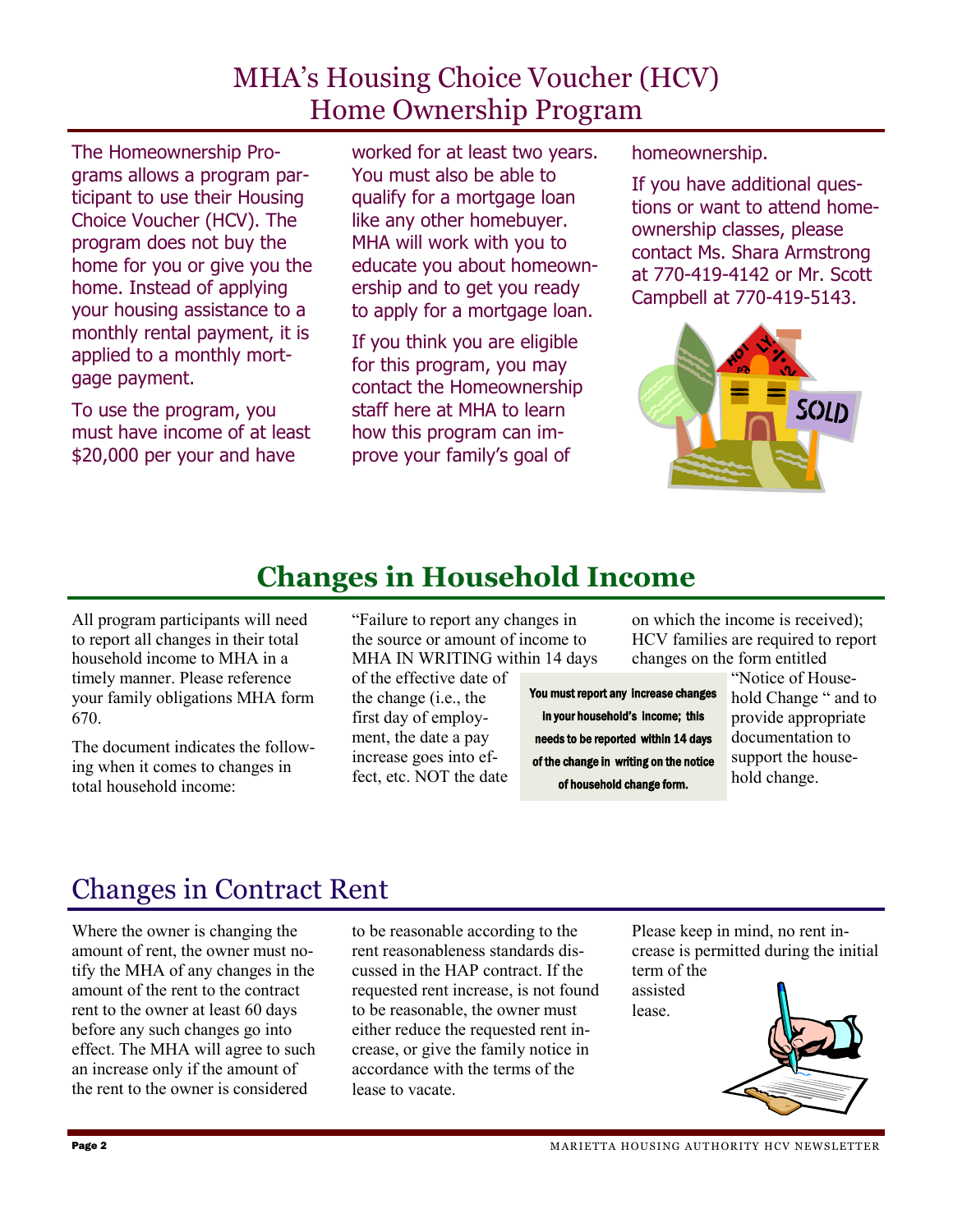# MHA's Housing Choice Voucher (HCV) Home Ownership Program

The Homeownership Programs allows a program participant to use their Housing Choice Voucher (HCV). The program does not buy the home for you or give you the home. Instead of applying your housing assistance to a monthly rental payment, it is applied to a monthly mortgage payment.

To use the program, you must have income of at least $20,000 per your and have worked for at least two years. You must also be able to qualify for a mortgage loan like any other homebuyer. MHA will work with you to educate you about homeownership and to get you ready to apply for a mortgage loan.

If you think you are eligible for this program, you may contact the Homeownership staff here at MHA to learn how this program can improve your family's goal of homeownership.

If you have additional questions or want to attend homeownership classes, please contact Ms. Shara Armstrong at 770-419-4142 or Mr. Scott Campbell at 770-419-5143.

# Changes in Household Income

All program participants will need to report all changes in their total household income to MHA in a timely manner. Please reference your family obligations MHA form 670.

The document indicates the following when it comes to changes in total household income:

"Failure to report any changes in the source or amount of income to MHA IN WRITING within 14 days of the effective date of the change (i.e., the first day of employment, the date a pay increase goes into effect, etc. NOT the date on which the income is received); HCV families are required to report changes on the form entitled "Notice of Household Change " and to provide appropriate documentation to support the household change.

**You must report any increase changes in your household's income; this needs to be reported within 14 days of the change in writing on the notice of household change form.**

# Changes in Contract Rent

Where the owner is changing the amount of rent, the owner must notify the MHA of any changes in the amount of the rent to the contract rent to the owner at least 60 days before any such changes go into effect. The MHA will agree to such an increase only if the amount of the rent to the owner is considered to be reasonable according to the rent reasonableness standards discussed in the HAP contract. If the requested rent increase, is not found to be reasonable, the owner must either reduce the requested rent increase, or give the family notice in accordance with the terms of the lease to vacate.

Please keep in mind, no rent increase is permitted during the initial term of the assisted lease.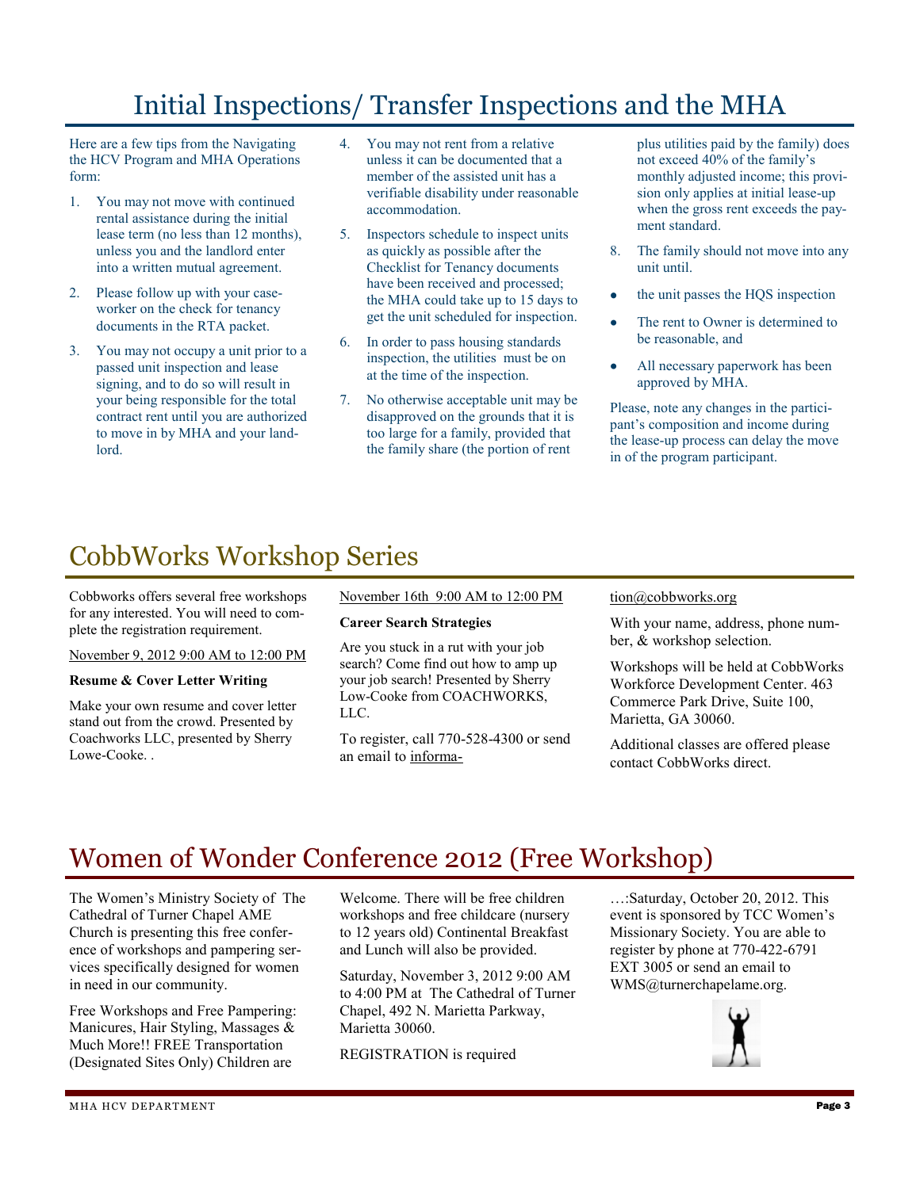# Initial Inspections/ Transfer Inspections and the MHA

Here are a few tips from the Navigating the HCV Program and MHA Operations form:

1. You may not move with continued rental assistance during the initial lease term (no less than 12 months), unless you and the landlord enter into a written mutual agreement.
2. Please follow up with your caseworker on the check for tenancy documents in the RTA packet.
3. You may not occupy a unit prior to a passed unit inspection and lease signing, and to do so will result in your being responsible for the total contract rent until you are authorized to move in by MHA and your landlord.
4. You may not rent from a relative unless it can be documented that a member of the assisted unit has a verifiable disability under reasonable accommodation.
5. Inspectors schedule to inspect units as quickly as possible after the Checklist for Tenancy documents have been received and processed; the MHA could take up to 15 days to get the unit scheduled for inspection.
6. In order to pass housing standards inspection, the utilities must be on at the time of the inspection.
7. No otherwise acceptable unit may be disapproved on the grounds that it is too large for a family, provided that the family share (the portion of rent plus utilities paid by the family) does not exceed 40% of the family's monthly adjusted income; this provision only applies at initial lease-up when the gross rent exceeds the payment standard.
8. The family should not move into any unit until.

- the unit passes the HQS inspection
- The rent to Owner is determined to be reasonable, and
- All necessary paperwork has been approved by MHA.

Please, note any changes in the participant's composition and income during the lease-up process can delay the move in of the program participant.

# CobbWorks Workshop Series

Cobbworks offers several free workshops for any interested. You will need to complete the registration requirement.

November 9, 2012 9:00 AM to 12:00 PM

**Resume & Cover Letter Writing**

Make your own resume and cover letter stand out from the crowd. Presented by Coachworks LLC, presented by Sherry Lowe-Cooke. .

November 16th 9:00 AM to 12:00 PM

**Career Search Strategies**

Are you stuck in a rut with your job search? Come find out how to amp up your job search! Presented by Sherry Low-Cooke from COACHWORKS, LLC.

To register, call 770-528-4300 or send an email to information@cobbworks.org

With your name, address, phone number, & workshop selection.

Workshops will be held at CobbWorks Workforce Development Center. 463 Commerce Park Drive, Suite 100, Marietta, GA 30060.

Additional classes are offered please contact CobbWorks direct.

# Women of Wonder Conference 2012 (Free Workshop)

The Women's Ministry Society of The Cathedral of Turner Chapel AME Church is presenting this free conference of workshops and pampering services specifically designed for women in need in our community.

Free Workshops and Free Pampering: Manicures, Hair Styling, Massages & Much More!! FREE Transportation (Designated Sites Only) Children are Welcome. There will be free children workshops and free childcare (nursery to 12 years old) Continental Breakfast and Lunch will also be provided.

Saturday, November 3, 2012 9:00 AM to 4:00 PM at The Cathedral of Turner Chapel, 492 N. Marietta Parkway, Marietta 30060.

REGISTRATION is required …:Saturday, October 20, 2012. This event is sponsored by TCC Women's Missionary Society. You are able to register by phone at 770-422-6791 EXT 3005 or send an email to WMS@turnerchapelame.org.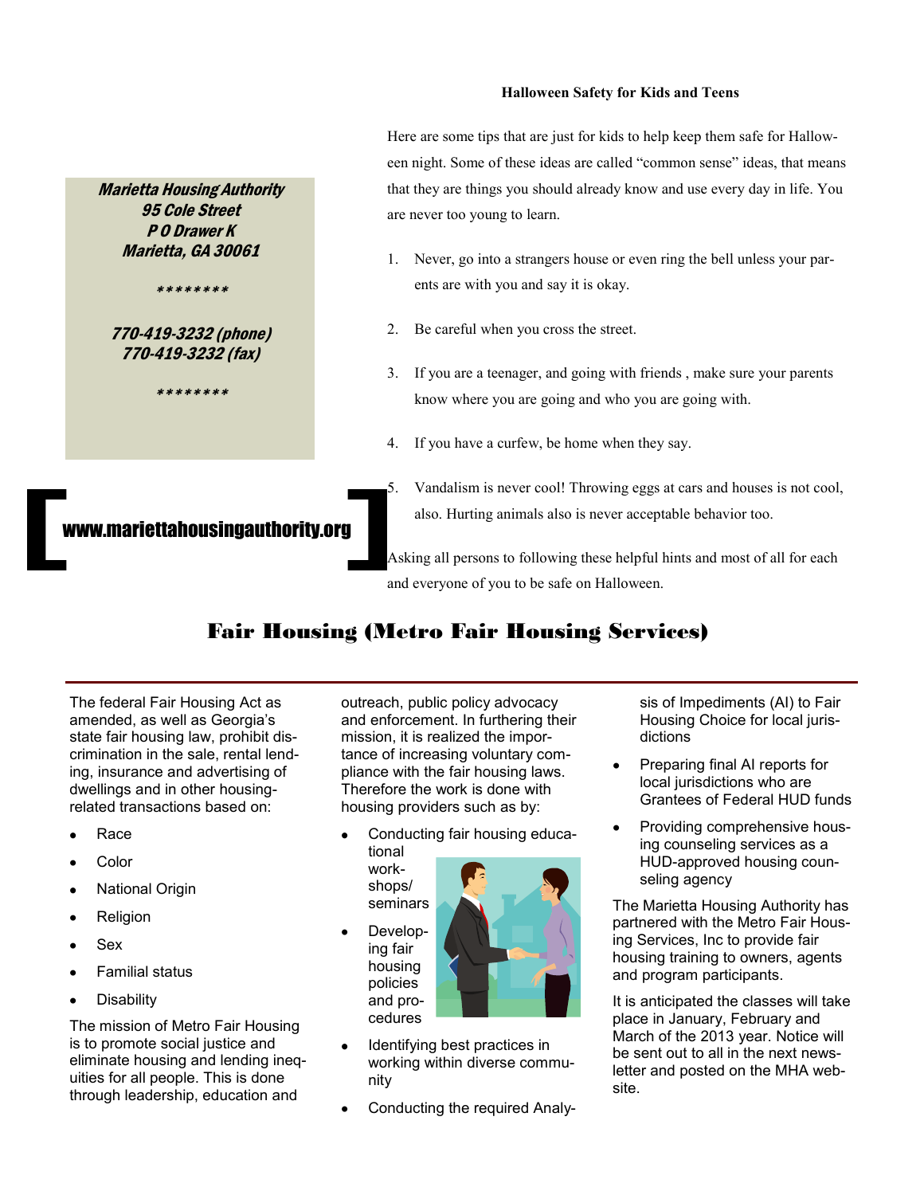***Marietta Housing Authority***
***95 Cole Street***
***P O Drawer K***
***Marietta, GA 30061***

****************

***770-419-3232 (phone)***
***770-419-3232 (fax)***

****************

**www.mariettahousingauthority.org**

**Halloween Safety for Kids and Teens**

Here are some tips that are just for kids to help keep them safe for Halloween night. Some of these ideas are called "common sense" ideas, that means that they are things you should already know and use every day in life. You are never too young to learn.

1. Never, go into a strangers house or even ring the bell unless your parents are with you and say it is okay.
2. Be careful when you cross the street.
3. If you are a teenager, and going with friends , make sure your parents know where you are going and who you are going with.
4. If you have a curfew, be home when they say.
5. Vandalism is never cool! Throwing eggs at cars and houses is not cool, also. Hurting animals also is never acceptable behavior too.

Asking all persons to following these helpful hints and most of all for each and everyone of you to be safe on Halloween.

## Fair Housing (Metro Fair Housing Services)

The federal Fair Housing Act as amended, as well as Georgia's state fair housing law, prohibit discrimination in the sale, rental lending, insurance and advertising of dwellings and in other housing-related transactions based on:

- Race
- Color
- National Origin
- Religion
- Sex
- Familial status
- Disability

The mission of Metro Fair Housing is to promote social justice and eliminate housing and lending inequities for all people. This is done through leadership, education and outreach, public policy advocacy and enforcement. In furthering their mission, it is realized the importance of increasing voluntary compliance with the fair housing laws. Therefore the work is done with housing providers such as by:

- Conducting fair housing educational workshops/ seminars
- Developing fair housing policies and procedures
- Identifying best practices in working within diverse community
- Conducting the required Analysis of Impediments (AI) to Fair Housing Choice for local jurisdictions
- Preparing final AI reports for local jurisdictions who are Grantees of Federal HUD funds
- Providing comprehensive housing counseling services as a HUD-approved housing counseling agency

The Marietta Housing Authority has partnered with the Metro Fair Housing Services, Inc to provide fair housing training to owners, agents and program participants.

It is anticipated the classes will take place in January, February and March of the 2013 year. Notice will be sent out to all in the next newsletter and posted on the MHA website.